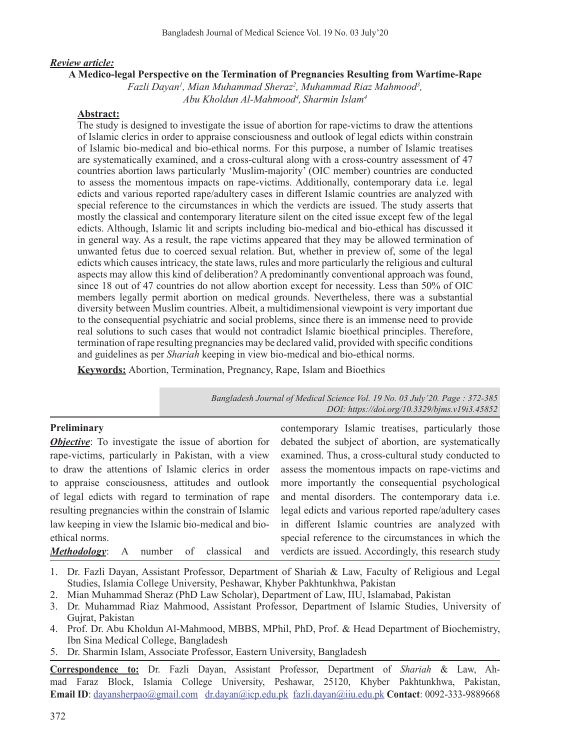***Review article:***

# A Medico-legal Perspective on the Termination of Pregnancies Resulting from Wartime-Rape

*Fazli Dayan[1], Mian Muhammad Sheraz[2], Muhammad Riaz Mahmood[3], Abu Kholdun Al-Mahmood[4], Sharmin Islam[4]*

**Abstract:**

The study is designed to investigate the issue of abortion for rape-victims to draw the attentions of Islamic clerics in order to appraise consciousness and outlook of legal edicts within constrain of Islamic bio-medical and bio-ethical norms. For this purpose, a number of Islamic treatises are systematically examined, and a cross-cultural along with a cross-country assessment of 47 countries abortion laws particularly 'Muslim-majority' (OIC member) countries are conducted to assess the momentous impacts on rape-victims. Additionally, contemporary data i.e. legal edicts and various reported rape/adultery cases in different Islamic countries are analyzed with special reference to the circumstances in which the verdicts are issued. The study asserts that mostly the classical and contemporary literature silent on the cited issue except few of the legal edicts. Although, Islamic lit and scripts including bio-medical and bio-ethical has discussed it in general way. As a result, the rape victims appeared that they may be allowed termination of unwanted fetus due to coerced sexual relation. But, whether in preview of, some of the legal edicts which causes intricacy, the state laws, rules and more particularly the religious and cultural aspects may allow this kind of deliberation? A predominantly conventional approach was found, since 18 out of 47 countries do not allow abortion except for necessity. Less than 50% of OIC members legally permit abortion on medical grounds. Nevertheless, there was a substantial diversity between Muslim countries. Albeit, a multidimensional viewpoint is very important due to the consequential psychiatric and social problems, since there is an immense need to provide real solutions to such cases that would not contradict Islamic bioethical principles. Therefore, termination of rape resulting pregnancies may be declared valid, provided with specific conditions and guidelines as per *Shariah* keeping in view bio-medical and bio-ethical norms.

**Keywords:** Abortion, Termination, Pregnancy, Rape, Islam and Bioethics

*DOI: https://doi.org/10.3329/bjms.v19i3.45852*

## Preliminary

***Objective***: To investigate the issue of abortion for rape-victims, particularly in Pakistan, with a view to draw the attentions of Islamic clerics in order to appraise consciousness, attitudes and outlook of legal edicts with regard to termination of rape resulting pregnancies within the constrain of Islamic law keeping in view the Islamic bio-medical and bio-ethical norms.

***Methodology***: A number of classical and contemporary Islamic treatises, particularly those debated the subject of abortion, are systematically examined. Thus, a cross-cultural study conducted to assess the momentous impacts on rape-victims and more importantly the consequential psychological and mental disorders. The contemporary data i.e. legal edicts and various reported rape/adultery cases in different Islamic countries are analyzed with special reference to the circumstances in which the verdicts are issued. Accordingly, this research study

1. Dr. Fazli Dayan, Assistant Professor, Department of Shariah & Law, Faculty of Religious and Legal Studies, Islamia College University, Peshawar, Khyber Pakhtunkhwa, Pakistan
2. Mian Muhammad Sheraz (PhD Law Scholar), Department of Law, IIU, Islamabad, Pakistan
3. Dr. Muhammad Riaz Mahmood, Assistant Professor, Department of Islamic Studies, University of Gujrat, Pakistan
4. Prof. Dr. Abu Kholdun Al-Mahmood, MBBS, MPhil, PhD, Prof. & Head Department of Biochemistry, Ibn Sina Medical College, Bangladesh
5. Dr. Sharmin Islam, Associate Professor, Eastern University, Bangladesh

**Correspondence to:** Dr. Fazli Dayan, Assistant Professor, Department of *Shariah* & Law, Ahmad Faraz Block, Islamia College University, Peshawar, 25120, Khyber Pakhtunkhwa, Pakistan, **Email ID**: dayansherpao@gmail.com dr.dayan@icp.edu.pk fazli.dayan@iiu.edu.pk **Contact**: 0092-333-9889668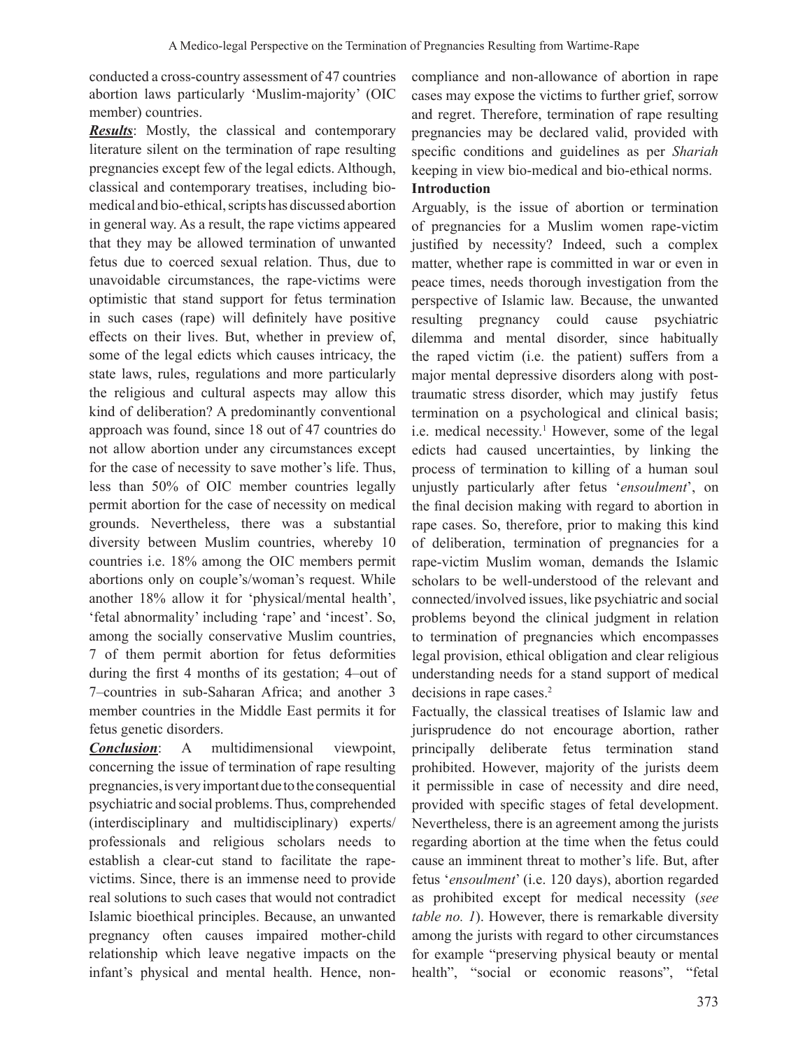conducted a cross-country assessment of 47 countries abortion laws particularly 'Muslim-majority' (OIC member) countries.

***Results***: Mostly, the classical and contemporary literature silent on the termination of rape resulting pregnancies except few of the legal edicts. Although, classical and contemporary treatises, including bio-medical and bio-ethical, scripts has discussed abortion in general way. As a result, the rape victims appeared that they may be allowed termination of unwanted fetus due to coerced sexual relation. Thus, due to unavoidable circumstances, the rape-victims were optimistic that stand support for fetus termination in such cases (rape) will definitely have positive effects on their lives. But, whether in preview of, some of the legal edicts which causes intricacy, the state laws, rules, regulations and more particularly the religious and cultural aspects may allow this kind of deliberation? A predominantly conventional approach was found, since 18 out of 47 countries do not allow abortion under any circumstances except for the case of necessity to save mother's life. Thus, less than 50% of OIC member countries legally permit abortion for the case of necessity on medical grounds. Nevertheless, there was a substantial diversity between Muslim countries, whereby 10 countries i.e. 18% among the OIC members permit abortions only on couple's/woman's request. While another 18% allow it for 'physical/mental health', 'fetal abnormality' including 'rape' and 'incest'. So, among the socially conservative Muslim countries, 7 of them permit abortion for fetus deformities during the first 4 months of its gestation; 4–out of 7–countries in sub-Saharan Africa; and another 3 member countries in the Middle East permits it for fetus genetic disorders.

***Conclusion***: A multidimensional viewpoint, concerning the issue of termination of rape resulting pregnancies, is very important due to the consequential psychiatric and social problems. Thus, comprehended (interdisciplinary and multidisciplinary) experts/professionals and religious scholars needs to establish a clear-cut stand to facilitate the rape-victims. Since, there is an immense need to provide real solutions to such cases that would not contradict Islamic bioethical principles. Because, an unwanted pregnancy often causes impaired mother-child relationship which leave negative impacts on the infant's physical and mental health. Hence, non-compliance and non-allowance of abortion in rape cases may expose the victims to further grief, sorrow and regret. Therefore, termination of rape resulting pregnancies may be declared valid, provided with specific conditions and guidelines as per *Shariah* keeping in view bio-medical and bio-ethical norms.

## Introduction

Arguably, is the issue of abortion or termination of pregnancies for a Muslim women rape-victim justified by necessity? Indeed, such a complex matter, whether rape is committed in war or even in peace times, needs thorough investigation from the perspective of Islamic law. Because, the unwanted resulting pregnancy could cause psychiatric dilemma and mental disorder, since habitually the raped victim (i.e. the patient) suffers from a major mental depressive disorders along with post-traumatic stress disorder, which may justify fetus termination on a psychological and clinical basis; i.e. medical necessity.[1] However, some of the legal edicts had caused uncertainties, by linking the process of termination to killing of a human soul unjustly particularly after fetus '*ensoulment*', on the final decision making with regard to abortion in rape cases. So, therefore, prior to making this kind of deliberation, termination of pregnancies for a rape-victim Muslim woman, demands the Islamic scholars to be well-understood of the relevant and connected/involved issues, like psychiatric and social problems beyond the clinical judgment in relation to termination of pregnancies which encompasses legal provision, ethical obligation and clear religious understanding needs for a stand support of medical decisions in rape cases.[2]

Factually, the classical treatises of Islamic law and jurisprudence do not encourage abortion, rather principally deliberate fetus termination stand prohibited. However, majority of the jurists deem it permissible in case of necessity and dire need, provided with specific stages of fetal development. Nevertheless, there is an agreement among the jurists regarding abortion at the time when the fetus could cause an imminent threat to mother's life. But, after fetus '*ensoulment*' (i.e. 120 days), abortion regarded as prohibited except for medical necessity (*see table no. 1*). However, there is remarkable diversity among the jurists with regard to other circumstances for example "preserving physical beauty or mental health", "social or economic reasons", "fetal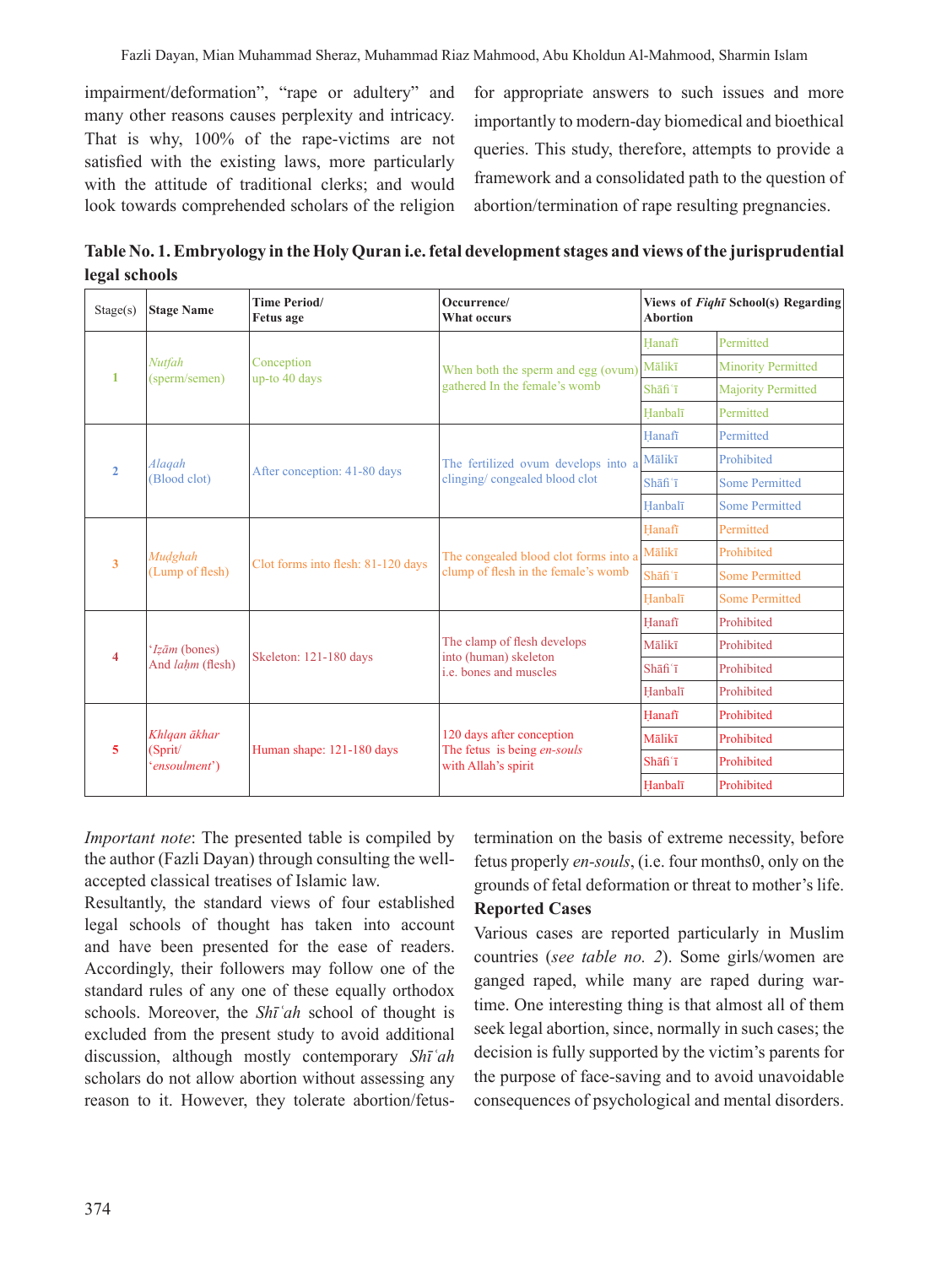impairment/deformation", "rape or adultery" and many other reasons causes perplexity and intricacy. That is why, 100% of the rape-victims are not satisfied with the existing laws, more particularly with the attitude of traditional clerks; and would look towards comprehended scholars of the religion for appropriate answers to such issues and more importantly to modern-day biomedical and bioethical queries. This study, therefore, attempts to provide a framework and a consolidated path to the question of abortion/termination of rape resulting pregnancies.

**Table No. 1. Embryology in the Holy Quran i.e. fetal development stages and views of the jurisprudential legal schools**

| Stage(s) | Stage Name | Time Period/ Fetus age | Occurrence/ What occurs | Views of *Fiqhī* School(s) Regarding Abortion | |
|---|---|---|---|---|---|
| 1 | *Nutfah* (sperm/semen) | Conception up-to 40 days | When both the sperm and egg (ovum) gathered In the female's womb | Ḥanafī | Permitted |
| | | | | Mālikī | Minority Permitted |
| | | | | Shāfiʿī | Majority Permitted |
| | | | | Hanbalī | Permitted |
| 2 | *Alaqah* (Blood clot) | After conception: 41-80 days | The fertilized ovum develops into a clinging/ congealed blood clot | Ḥanafī | Permitted |
| | | | | Mālikī | Prohibited |
| | | | | Shāfiʿī | Some Permitted |
| | | | | Ḥanbalī | Some Permitted |
| 3 | *Mudghah* (Lump of flesh) | Clot forms into flesh: 81-120 days | The congealed blood clot forms into a clump of flesh in the female's womb | Hanafī | Permitted |
| | | | | Mālikī | Prohibited |
| | | | | Shāfiʿī | Some Permitted |
| | | | | Hanbalī | Some Permitted |
| 4 | ʿ*Iẓām* (bones) And *laḥm* (flesh) | Skeleton: 121-180 days | The clamp of flesh develops into (human) skeleton i.e. bones and muscles | Hanafī | Prohibited |
| | | | | Mālikī | Prohibited |
| | | | | Shāfiʿī | Prohibited |
| | | | | Hanbalī | Prohibited |
| 5 | *Khlqan ākhar* (Sprit/ '*ensoulment*') | Human shape: 121-180 days | 120 days after conception The fetus is being *en-souls* with Allah's spirit | Hanafī | Prohibited |
| | | | | Mālikī | Prohibited |
| | | | | Shāfiʿī | Prohibited |
| | | | | Ḥanbalī | Prohibited |

*Important note*: The presented table is compiled by the author (Fazli Dayan) through consulting the well-accepted classical treatises of Islamic law.

Resultantly, the standard views of four established legal schools of thought has taken into account and have been presented for the ease of readers. Accordingly, their followers may follow one of the standard rules of any one of these equally orthodox schools. Moreover, the *Shīʿah* school of thought is excluded from the present study to avoid additional discussion, although mostly contemporary *Shīʿah* scholars do not allow abortion without assessing any reason to it. However, they tolerate abortion/fetus-termination on the basis of extreme necessity, before fetus properly *en-souls*, (i.e. four months0, only on the grounds of fetal deformation or threat to mother's life.

**Reported Cases**

Various cases are reported particularly in Muslim countries (*see table no. 2*). Some girls/women are ganged raped, while many are raped during war-time. One interesting thing is that almost all of them seek legal abortion, since, normally in such cases; the decision is fully supported by the victim's parents for the purpose of face-saving and to avoid unavoidable consequences of psychological and mental disorders.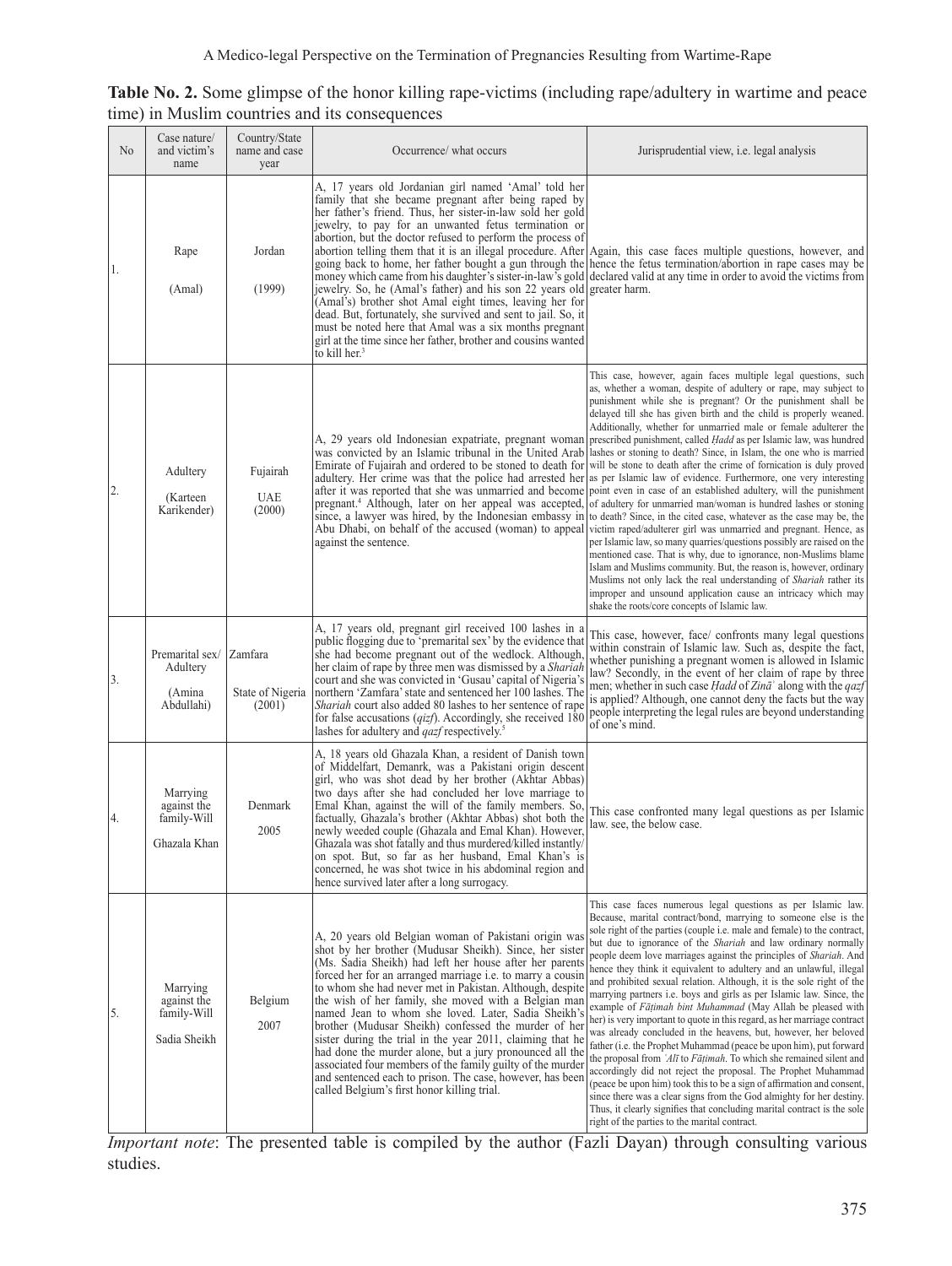**Table No. 2.** Some glimpse of the honor killing rape-victims (including rape/adultery in wartime and peace time) in Muslim countries and its consequences

| No | Case nature/ and victim's name | Country/State name and case year | Occurrence/ what occurs | Jurisprudential view, i.e. legal analysis |
|---|---|---|---|---|
| 1. | Rape (Amal) | Jordan (1999) | A, 17 years old Jordanian girl named 'Amal' told her family that she became pregnant after being raped by her father's friend. Thus, her sister-in-law sold her gold jewelry, to pay for an unwanted fetus termination or abortion, but the doctor refused to perform the process of abortion telling them that it is an illegal procedure. After going back to home, her father bought a gun through the money which came from his daughter's sister-in-law's gold jewelry. So, he (Amal's father) and his son 22 years old (Amal's) brother shot Amal eight times, leaving her for dead. But, fortunately, she survived and sent to jail. So, it must be noted here that Amal was a six months pregnant girl at the time since her father, brother and cousins wanted to kill her.[3] | Again, this case faces multiple questions, however, and hence the fetus termination/abortion in rape cases may be declared valid at any time in order to avoid the victims from greater harm. |
| 2. | Adultery (Karteen Karikender) | Fujairah UAE (2000) | A, 29 years old Indonesian expatriate, pregnant woman was convicted by an Islamic tribunal in the United Arab Emirate of Fujairah and ordered to be stoned to death for adultery. Her crime was that the police had arrested her after it was reported that she was unmarried and become pregnant.[4] Although, later on her appeal was accepted, since, a lawyer was hired, by the Indonesian embassy in Abu Dhabi, on behalf of the accused (woman) to appeal against the sentence. | This case, however, again faces multiple legal questions, such as, whether a woman, despite of adultery or rape, may subject to punishment while she is pregnant? Or the punishment shall be delayed till she has given birth and the child is properly weaned. Additionally, whether for unmarried male or female adulterer the prescribed punishment, called *Ḥadd* as per Islamic law, was hundred lashes or stoning to death? Since, in Islam, the one who is married will be stone to death after the crime of fornication is duly proved as per Islamic law of evidence. Furthermore, one very interesting point even in case of an established adultery, will the punishment of adultery for unmarried man/woman is hundred lashes or stoning to death? Since, in the cited case, whatever as the case may be, the victim raped/adulterer girl was unmarried and pregnant. Hence, as per Islamic law, so many quarries/questions possibly are raised on the mentioned case. That is why, due to ignorance, non-Muslims blame Islam and Muslims community. But, the reason is, however, ordinary Muslims not only lack the real understanding of *Shariah* rather its improper and unsound application cause an intricacy which may shake the roots/core concepts of Islamic law. |
| 3. | Premarital sex/ Adultery (Amina Abdullahi) | Zamfara State of Nigeria (2001) | A, 17 years old, pregnant girl received 100 lashes in a public flogging due to 'premarital sex' by the evidence that she had become pregnant out of the wedlock. Although, her claim of rape by three men was dismissed by a *Shariah* court and she was convicted in 'Gusau' capital of Nigeria's northern 'Zamfara' state and sentenced her 100 lashes. The *Shariah* court also added 80 lashes to her sentence of rape for false accusations (*qizf*). Accordingly, she received 180 lashes for adultery and *qazf* respectively.[5] | This case, however, face/ confronts many legal questions within constrain of Islamic law. Such as, despite the fact, whether punishing a pregnant women is allowed in Islamic law? Secondly, in the event of her claim of rape by three men; whether in such case *Ḥadd* of *Zinā'* along with the *qazf* is applied? Although, one cannot deny the facts but the way people interpreting the legal rules are beyond understanding of one's mind. |
| 4. | Marrying against the family-Will Ghazala Khan | Denmark 2005 | A, 18 years old Ghazala Khan, a resident of Danish town of Middelfart, Demanrk, was a Pakistani origin descent girl, who was shot dead by her brother (Akhtar Abbas) two days after she had concluded her love marriage to Emal Khan, against the will of the family members. So, factually, Ghazala's brother (Akhtar Abbas) shot the both the newly weeded couple (Ghazala and Emal Khan). However, Ghazala was shot fatally and thus murdered/killed instantly/ on spot. But, so far as her husband, Emal Khan's is concerned, he was shot twice in his abdominal region and hence survived later after a long surrogacy. | This case confronted many legal questions as per Islamic law. see, the below case. |
| 5. | Marrying against the family-Will Sadia Sheikh | Belgium 2007 | A, 20 years old Belgian woman of Pakistani origin was shot by her brother (Mudusar Sheikh). Since, her sister (Ms. Sadia Sheikh) had left her house after her parents forced her for an arranged marriage i.e. to marry a cousin to whom she had never met in Pakistan. Although, despite the wish of her family, she moved with a Belgian man named Jean to whom she loved. Later, Sadia Sheikh's brother (Mudusar Sheikh) confessed the murder of her sister during the trial in the year 2011, claiming that he had done the murder alone, but a jury pronounced all the associated four members of the family guilty of the murder and sentenced each to prison. The case, however, has been called Belgium's first honor killing trial. | This case faces numerous legal questions as per Islamic law. Because, marital contract/bond, marrying to someone else is the sole right of the parties (couple i.e. male and female) to the contract, but due to ignorance of the *Shariah* and law ordinary normally people deem love marriages against the principles of *Shariah*. And hence they think it equivalent to adultery and an unlawful, illegal and prohibited sexual relation. Although, it is the sole right of the marrying partners i.e. boys and girls as per Islamic law. Since, the example of *Fāṭimah bint Muhammad* (May Allah be pleased with her) is very important to quote in this regard, as her marriage contract was already concluded in the heavens, but, however, her beloved father (i.e. the Prophet Muhammad (peace be upon him), put forward the proposal from *'Alī* to *Fāṭimah*. To which she remained silent and accordingly did not reject the proposal. The Prophet Muhammad (peace be upon him) took this to be a sign of affirmation and consent, since there was a clear signs from the God almighty for her destiny. Thus, it clearly signifies that concluding marital contract is the sole right of the parties to the marital contract. |

*Important note*: The presented table is compiled by the author (Fazli Dayan) through consulting various studies.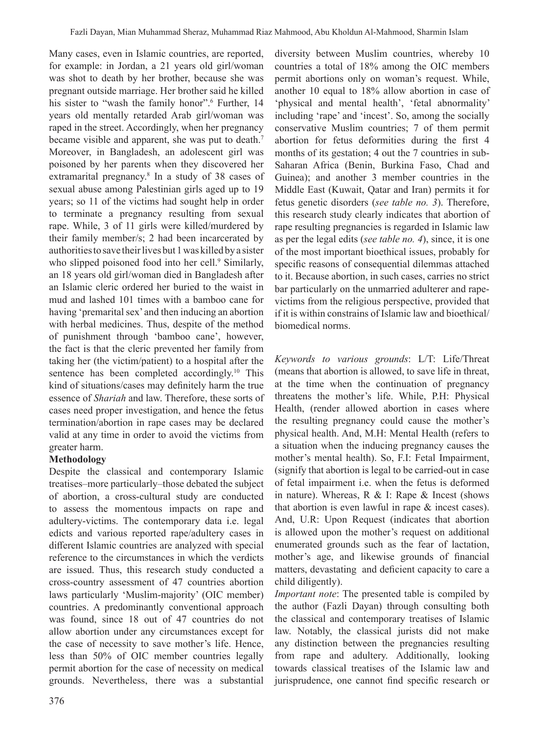Many cases, even in Islamic countries, are reported, for example: in Jordan, a 21 years old girl/woman was shot to death by her brother, because she was pregnant outside marriage. Her brother said he killed his sister to "wash the family honor".[6] Further, 14 years old mentally retarded Arab girl/woman was raped in the street. Accordingly, when her pregnancy became visible and apparent, she was put to death.[7] Moreover, in Bangladesh, an adolescent girl was poisoned by her parents when they discovered her extramarital pregnancy.[8] In a study of 38 cases of sexual abuse among Palestinian girls aged up to 19 years; so 11 of the victims had sought help in order to terminate a pregnancy resulting from sexual rape. While, 3 of 11 girls were killed/murdered by their family member/s; 2 had been incarcerated by authorities to save their lives but 1 was killed by a sister who slipped poisoned food into her cell.[9] Similarly, an 18 years old girl/woman died in Bangladesh after an Islamic cleric ordered her buried to the waist in mud and lashed 101 times with a bamboo cane for having 'premarital sex' and then inducing an abortion with herbal medicines. Thus, despite of the method of punishment through 'bamboo cane', however, the fact is that the cleric prevented her family from taking her (the victim/patient) to a hospital after the sentence has been completed accordingly.[10] This kind of situations/cases may definitely harm the true essence of *Shariah* and law. Therefore, these sorts of cases need proper investigation, and hence the fetus termination/abortion in rape cases may be declared valid at any time in order to avoid the victims from greater harm.

**Methodology**

Despite the classical and contemporary Islamic treatises–more particularly–those debated the subject of abortion, a cross-cultural study are conducted to assess the momentous impacts on rape and adultery-victims. The contemporary data i.e. legal edicts and various reported rape/adultery cases in different Islamic countries are analyzed with special reference to the circumstances in which the verdicts are issued. Thus, this research study conducted a cross-country assessment of 47 countries abortion laws particularly 'Muslim-majority' (OIC member) countries. A predominantly conventional approach was found, since 18 out of 47 countries do not allow abortion under any circumstances except for the case of necessity to save mother's life. Hence, less than 50% of OIC member countries legally permit abortion for the case of necessity on medical grounds. Nevertheless, there was a substantial diversity between Muslim countries, whereby 10 countries a total of 18% among the OIC members permit abortions only on woman's request. While, another 10 equal to 18% allow abortion in case of 'physical and mental health', 'fetal abnormality' including 'rape' and 'incest'. So, among the socially conservative Muslim countries; 7 of them permit abortion for fetus deformities during the first 4 months of its gestation; 4 out the 7 countries in sub-Saharan Africa (Benin, Burkina Faso, Chad and Guinea); and another 3 member countries in the Middle East (Kuwait, Qatar and Iran) permits it for fetus genetic disorders (*see table no. 3*). Therefore, this research study clearly indicates that abortion of rape resulting pregnancies is regarded in Islamic law as per the legal edits (*see table no. 4*), since, it is one of the most important bioethical issues, probably for specific reasons of consequential dilemmas attached to it. Because abortion, in such cases, carries no strict bar particularly on the unmarried adulterer and rape-victims from the religious perspective, provided that if it is within constrains of Islamic law and bioethical/biomedical norms.

*Keywords to various grounds*: L/T: Life/Threat (means that abortion is allowed, to save life in threat, at the time when the continuation of pregnancy threatens the mother's life. While, P.H: Physical Health, (render allowed abortion in cases where the resulting pregnancy could cause the mother's physical health. And, M.H: Mental Health (refers to a situation when the inducing pregnancy causes the mother's mental health). So, F.I: Fetal Impairment, (signify that abortion is legal to be carried-out in case of fetal impairment i.e. when the fetus is deformed in nature). Whereas, R & I: Rape & Incest (shows that abortion is even lawful in rape & incest cases). And, U.R: Upon Request (indicates that abortion is allowed upon the mother's request on additional enumerated grounds such as the fear of lactation, mother's age, and likewise grounds of financial matters, devastating and deficient capacity to care a child diligently).

*Important note*: The presented table is compiled by the author (Fazli Dayan) through consulting both the classical and contemporary treatises of Islamic law. Notably, the classical jurists did not make any distinction between the pregnancies resulting from rape and adultery. Additionally, looking towards classical treatises of the Islamic law and jurisprudence, one cannot find specific research or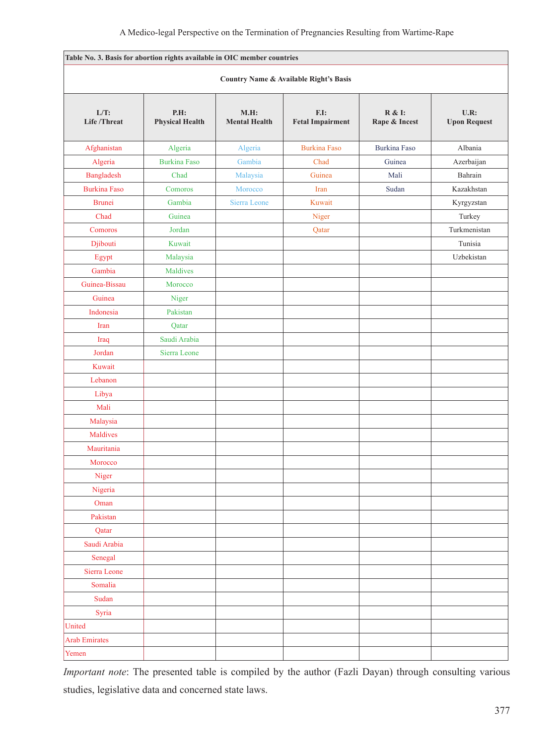**Table No. 3. Basis for abortion rights available in OIC member countries**

| Country Name & Available Right's Basis | | | | | |
|---|---|---|---|---|---|
| **L/T: Life /Threat** | **P.H: Physical Health** | **M.H: Mental Health** | **F.I: Fetal Impairment** | **R & I: Rape & Incest** | **U.R: Upon Request** |
| Afghanistan | Algeria | Algeria | Burkina Faso | Burkina Faso | Albania |
| Algeria | Burkina Faso | Gambia | Chad | Guinea | Azerbaijan |
| Bangladesh | Chad | Malaysia | Guinea | Mali | Bahrain |
| Burkina Faso | Comoros | Morocco | Iran | Sudan | Kazakhstan |
| Brunei | Gambia | Sierra Leone | Kuwait | | Kyrgyzstan |
| Chad | Guinea | | Niger | | Turkey |
| Comoros | Jordan | | Qatar | | Turkmenistan |
| Djibouti | Kuwait | | | | Tunisia |
| Egypt | Malaysia | | | | Uzbekistan |
| Gambia | Maldives | | | | |
| Guinea-Bissau | Morocco | | | | |
| Guinea | Niger | | | | |
| Indonesia | Pakistan | | | | |
| Iran | Qatar | | | | |
| Iraq | Saudi Arabia | | | | |
| Jordan | Sierra Leone | | | | |
| Kuwait | | | | | |
| Lebanon | | | | | |
| Libya | | | | | |
| Mali | | | | | |
| Malaysia | | | | | |
| Maldives | | | | | |
| Mauritania | | | | | |
| Morocco | | | | | |
| Niger | | | | | |
| Nigeria | | | | | |
| Oman | | | | | |
| Pakistan | | | | | |
| Qatar | | | | | |
| Saudi Arabia | | | | | |
| Senegal | | | | | |
| Sierra Leone | | | | | |
| Somalia | | | | | |
| Sudan | | | | | |
| Syria | | | | | |
| United | | | | | |
| Arab Emirates | | | | | |
| Yemen | | | | | |

*Important note*: The presented table is compiled by the author (Fazli Dayan) through consulting various studies, legislative data and concerned state laws.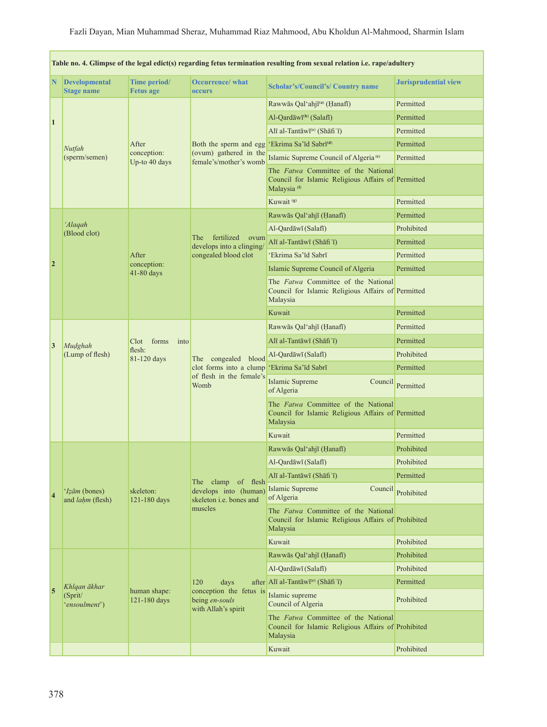**Table no. 4. Glimpse of the legal edict(s) regarding fetus termination resulting from sexual relation i.e. rape/adultery**

| N | Developmental Stage name | Time period/ Fetus age | Occurrence/ what occurs | Scholar's/Council's/ Country name | Jurisprudential view |
|---|---|---|---|---|---|
| 1 | *Nutfah* (sperm/semen) | After conception: Up-to 40 days | Both the sperm and egg (ovum) gathered in the female's/mother's womb | Rawwās Qal'ahjī[a] (Ḥanafī) | Permitted |
| | | | | Al-Qardāwī[b] (Salafī) | Permitted |
| | | | | Alī al-Tantāwī[c] (Shāfiʿī) | Permitted |
| | | | | 'Ekrima Sa'īd Sabrī[d] | Permitted |
| | | | | Islamic Supreme Council of Algeria[e] | Permitted |
| | | | | The *Fatwa* Committee of the National Council for Islamic Religious Affairs of Malaysia[f] | Permitted |
| | | | | Kuwait[g] | Permitted |
| 2 | *'Alaqah* (Blood clot) | After conception: 41-80 days | The fertilized ovum develops into a clinging/ congealed blood clot | Rawwās Qal'ahjī (Ḥanafī) | Permitted |
| | | | | Al-Qardāwī (Salafī) | Prohibited |
| | | | | Alī al-Tantāwī (Shāfiʿī) | Permitted |
| | | | | 'Ekrima Sa'īd Sabrī | Permitted |
| | | | | Islamic Supreme Council of Algeria | Permitted |
| | | | | The *Fatwa* Committee of the National Council for Islamic Religious Affairs of Malaysia | Permitted |
| | | | | Kuwait | Permitted |
| 3 | *Muḍghah* (Lump of flesh) | Clot forms into flesh: 81-120 days | The congealed blood clot forms into a clump of flesh in the female's Womb | Rawwās Qal'ahjī (Ḥanafī) | Permitted |
| | | | | Alī al-Tantāwī (Shāfiʿī) | Permitted |
| | | | | Al-Qardāwī (Salafī) | Prohibited |
| | | | | 'Ekrima Sa'īd Sabrī | Permitted |
| | | | | Islamic Supreme Council of Algeria | Permitted |
| | | | | The *Fatwa* Committee of the National Council for Islamic Religious Affairs of Malaysia | Permitted |
| | | | | Kuwait | Permitted |
| 4 | '*Iẓām* (bones) and *laḥm* (flesh) | skeleton: 121-180 days | The clamp of flesh develops into (human) skeleton i.e. bones and muscles | Rawwās Qal'ahjī (Ḥanafī) | Prohibited |
| | | | | Al-Qardāwī (Salafī) | Prohibited |
| | | | | Alī al-Tantāwī (Shāfiʿī) | Permitted |
| | | | | Islamic Supreme Council of Algeria | Prohibited |
| | | | | The *Fatwa* Committee of the National Council for Islamic Religious Affairs of Malaysia | Prohibited |
| | | | | Kuwait | Prohibited |
| 5 | *Khlqan ākhar* (Sprit/ '*ensoulment*') | human shape: 121-180 days | 120 days after conception the fetus is being *en-souls* with Allah's spirit | Rawwās Qal'ahjī (Ḥanafī) | Prohibited |
| | | | | Al-Qardāwī (Salafī) | Prohibited |
| | | | | Alī al-Tantāwī[c] (Shāfiʿī) | Permitted |
| | | | | Islamic supreme Council of Algeria | Prohibited |
| | | | | The *Fatwa* Committee of the National Council for Islamic Religious Affairs of Malaysia | Prohibited |
| | | | | Kuwait | Prohibited |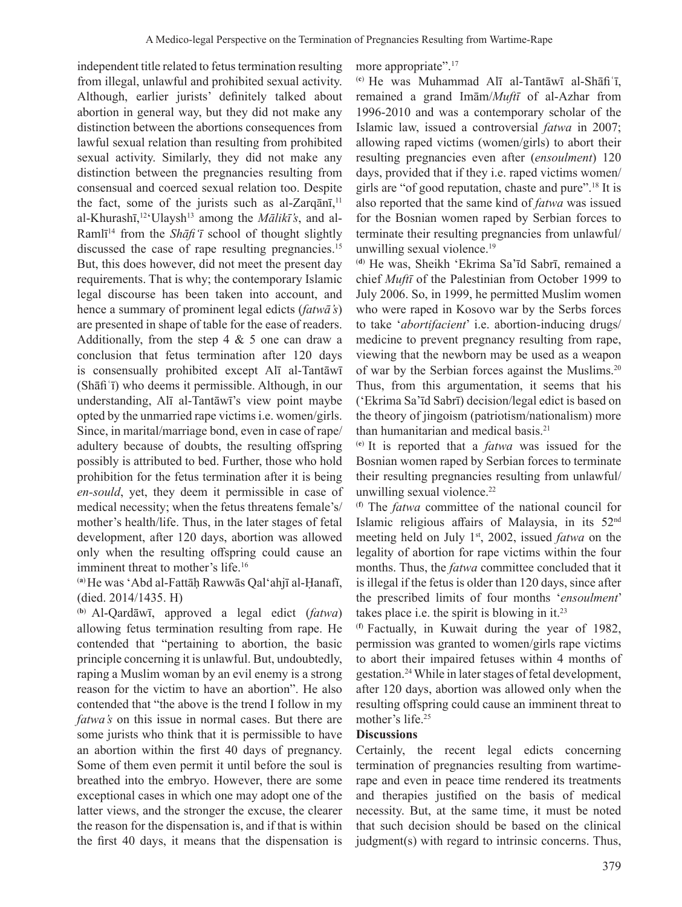independent title related to fetus termination resulting from illegal, unlawful and prohibited sexual activity. Although, earlier jurists' definitely talked about abortion in general way, but they did not make any distinction between the abortions consequences from lawful sexual relation than resulting from prohibited sexual activity. Similarly, they did not make any distinction between the pregnancies resulting from consensual and coerced sexual relation too. Despite the fact, some of the jurists such as al-Zarqānī,[11] al-Khurashī,[12] 'Ulaysh[13] among the *Mālikī's*, and al-Ramlī[14] from the *Shāfi'ī* school of thought slightly discussed the case of rape resulting pregnancies.[15] But, this does however, did not meet the present day requirements. That is why; the contemporary Islamic legal discourse has been taken into account, and hence a summary of prominent legal edicts (*fatwā's*) are presented in shape of table for the ease of readers. Additionally, from the step 4 & 5 one can draw a conclusion that fetus termination after 120 days is consensually prohibited except Alī al-Tantāwī (Shāfiʿī) who deems it permissible. Although, in our understanding, Alī al-Tantāwī's view point maybe opted by the unmarried rape victims i.e. women/girls. Since, in marital/marriage bond, even in case of rape/adultery because of doubts, the resulting offspring possibly is attributed to bed. Further, those who hold prohibition for the fetus termination after it is being *en-sould*, yet, they deem it permissible in case of medical necessity; when the fetus threatens female's/mother's health/life. Thus, in the later stages of fetal development, after 120 days, abortion was allowed only when the resulting offspring could cause an imminent threat to mother's life.[16]

[a] He was 'Abd al-Fattāḥ Rawwās Qal'ahjī al-Ḥanafī, (died. 2014/1435. H)

[b] Al-Qardāwī, approved a legal edict (*fatwa*) allowing fetus termination resulting from rape. He contended that "pertaining to abortion, the basic principle concerning it is unlawful. But, undoubtedly, raping a Muslim woman by an evil enemy is a strong reason for the victim to have an abortion". He also contended that "the above is the trend I follow in my *fatwa's* on this issue in normal cases. But there are some jurists who think that it is permissible to have an abortion within the first 40 days of pregnancy. Some of them even permit it until before the soul is breathed into the embryo. However, there are some exceptional cases in which one may adopt one of the latter views, and the stronger the excuse, the clearer the reason for the dispensation is, and if that is within the first 40 days, it means that the dispensation is more appropriate".[17]

[c] He was Muhammad Alī al-Tantāwī al-Shāfiʿī, remained a grand Imām/*Muftī* of al-Azhar from 1996-2010 and was a contemporary scholar of the Islamic law, issued a controversial *fatwa* in 2007; allowing raped victims (women/girls) to abort their resulting pregnancies even after (*ensoulment*) 120 days, provided that if they i.e. raped victims women/girls are "of good reputation, chaste and pure".[18] It is also reported that the same kind of *fatwa* was issued for the Bosnian women raped by Serbian forces to terminate their resulting pregnancies from unlawful/unwilling sexual violence.[19]

[d] He was, Sheikh 'Ekrima Sa'īd Sabrī, remained a chief *Muftī* of the Palestinian from October 1999 to July 2006. So, in 1999, he permitted Muslim women who were raped in Kosovo war by the Serbs forces to take '*abortifacient*' i.e. abortion-inducing drugs/medicine to prevent pregnancy resulting from rape, viewing that the newborn may be used as a weapon of war by the Serbian forces against the Muslims.[20] Thus, from this argumentation, it seems that his ('Ekrima Sa'īd Sabrī) decision/legal edict is based on the theory of jingoism (patriotism/nationalism) more than humanitarian and medical basis.[21]

[e] It is reported that a *fatwa* was issued for the Bosnian women raped by Serbian forces to terminate their resulting pregnancies resulting from unlawful/unwilling sexual violence.[22]

[f] The *fatwa* committee of the national council for Islamic religious affairs of Malaysia, in its 52nd meeting held on July 1st, 2002, issued *fatwa* on the legality of abortion for rape victims within the four months. Thus, the *fatwa* committee concluded that it is illegal if the fetus is older than 120 days, since after the prescribed limits of four months '*ensoulment*' takes place i.e. the spirit is blowing in it.[23]

[f] Factually, in Kuwait during the year of 1982, permission was granted to women/girls rape victims to abort their impaired fetuses within 4 months of gestation.[24] While in later stages of fetal development, after 120 days, abortion was allowed only when the resulting offspring could cause an imminent threat to mother's life.[25]

**Discussions**

Certainly, the recent legal edicts concerning termination of pregnancies resulting from wartime-rape and even in peace time rendered its treatments and therapies justified on the basis of medical necessity. But, at the same time, it must be noted that such decision should be based on the clinical judgment(s) with regard to intrinsic concerns. Thus,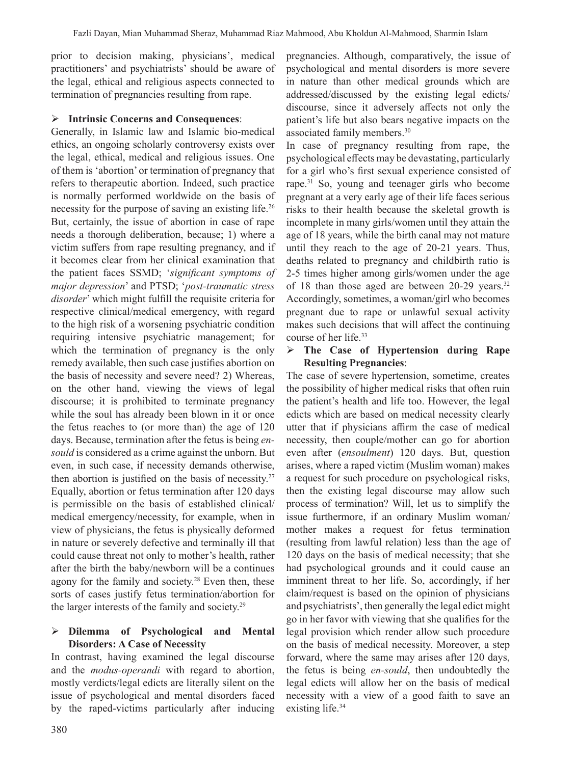prior to decision making, physicians', medical practitioners' and psychiatrists' should be aware of the legal, ethical and religious aspects connected to termination of pregnancies resulting from rape.

- **Intrinsic Concerns and Consequences**:

Generally, in Islamic law and Islamic bio-medical ethics, an ongoing scholarly controversy exists over the legal, ethical, medical and religious issues. One of them is 'abortion' or termination of pregnancy that refers to therapeutic abortion. Indeed, such practice is normally performed worldwide on the basis of necessity for the purpose of saving an existing life.[26] But, certainly, the issue of abortion in case of rape needs a thorough deliberation, because; 1) where a victim suffers from rape resulting pregnancy, and if it becomes clear from her clinical examination that the patient faces SSMD; '*significant symptoms of major depression*' and PTSD; '*post-traumatic stress disorder*' which might fulfill the requisite criteria for respective clinical/medical emergency, with regard to the high risk of a worsening psychiatric condition requiring intensive psychiatric management; for which the termination of pregnancy is the only remedy available, then such case justifies abortion on the basis of necessity and severe need? 2) Whereas, on the other hand, viewing the views of legal discourse; it is prohibited to terminate pregnancy while the soul has already been blown in it or once the fetus reaches to (or more than) the age of 120 days. Because, termination after the fetus is being *en-sould* is considered as a crime against the unborn. But even, in such case, if necessity demands otherwise, then abortion is justified on the basis of necessity.[27] Equally, abortion or fetus termination after 120 days is permissible on the basis of established clinical/medical emergency/necessity, for example, when in view of physicians, the fetus is physically deformed in nature or severely defective and terminally ill that could cause threat not only to mother's health, rather after the birth the baby/newborn will be a continues agony for the family and society.[28] Even then, these sorts of cases justify fetus termination/abortion for the larger interests of the family and society.[29]

- **Dilemma of Psychological and Mental Disorders: A Case of Necessity**

In contrast, having examined the legal discourse and the *modus-operandi* with regard to abortion, mostly verdicts/legal edicts are literally silent on the issue of psychological and mental disorders faced by the raped-victims particularly after inducing pregnancies. Although, comparatively, the issue of psychological and mental disorders is more severe in nature than other medical grounds which are addressed/discussed by the existing legal edicts/discourse, since it adversely affects not only the patient's life but also bears negative impacts on the associated family members.[30]

In case of pregnancy resulting from rape, the psychological effects may be devastating, particularly for a girl who's first sexual experience consisted of rape.[31] So, young and teenager girls who become pregnant at a very early age of their life faces serious risks to their health because the skeletal growth is incomplete in many girls/women until they attain the age of 18 years, while the birth canal may not mature until they reach to the age of 20-21 years. Thus, deaths related to pregnancy and childbirth ratio is 2-5 times higher among girls/women under the age of 18 than those aged are between 20-29 years.[32] Accordingly, sometimes, a woman/girl who becomes pregnant due to rape or unlawful sexual activity makes such decisions that will affect the continuing course of her life.[33]

- **The Case of Hypertension during Rape Resulting Pregnancies**:

The case of severe hypertension, sometime, creates the possibility of higher medical risks that often ruin the patient's health and life too. However, the legal edicts which are based on medical necessity clearly utter that if physicians affirm the case of medical necessity, then couple/mother can go for abortion even after (*ensoulment*) 120 days. But, question arises, where a raped victim (Muslim woman) makes a request for such procedure on psychological risks, then the existing legal discourse may allow such process of termination? Will, let us to simplify the issue furthermore, if an ordinary Muslim woman/mother makes a request for fetus termination (resulting from lawful relation) less than the age of 120 days on the basis of medical necessity; that she had psychological grounds and it could cause an imminent threat to her life. So, accordingly, if her claim/request is based on the opinion of physicians and psychiatrists', then generally the legal edict might go in her favor with viewing that she qualifies for the legal provision which render allow such procedure on the basis of medical necessity. Moreover, a step forward, where the same may arises after 120 days, the fetus is being *en-sould*, then undoubtedly the legal edicts will allow her on the basis of medical necessity with a view of a good faith to save an existing life.[34]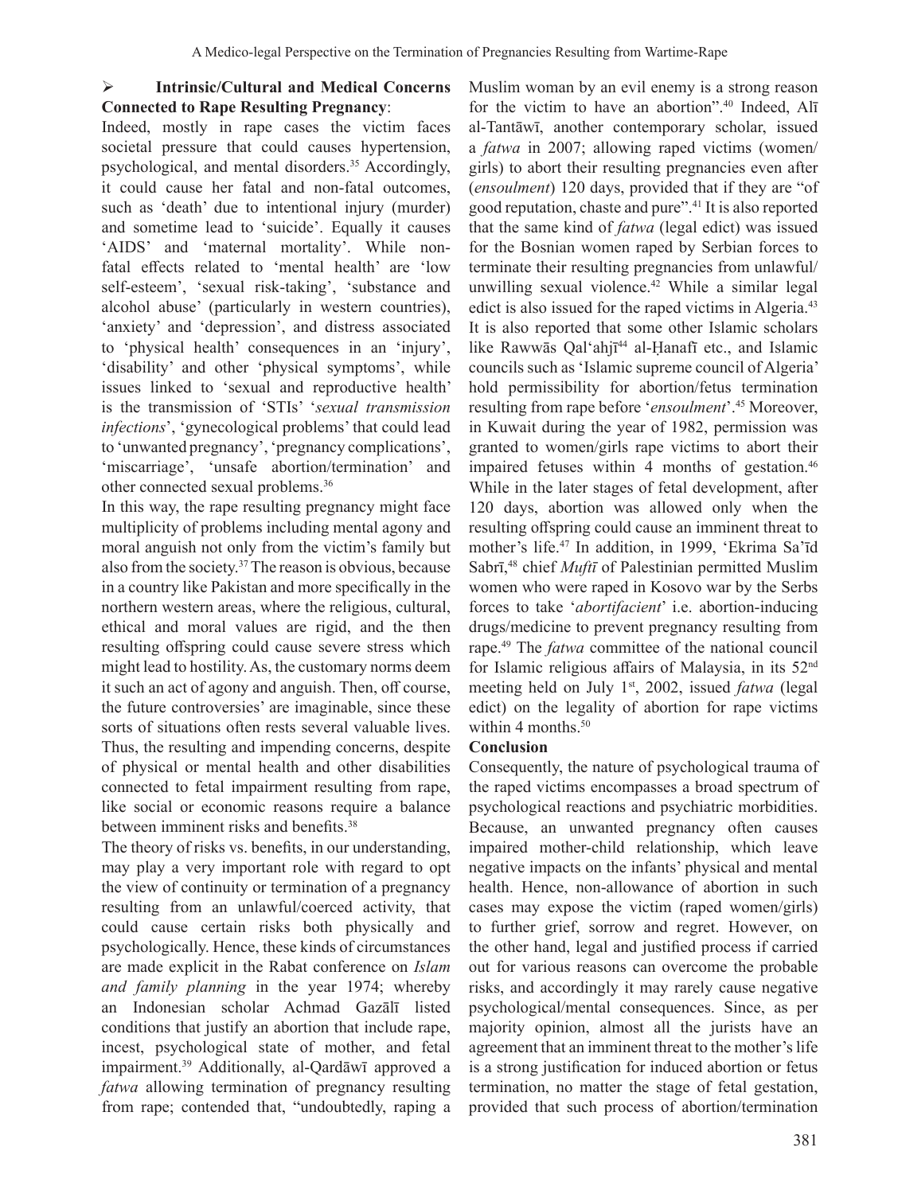- **Intrinsic/Cultural and Medical Concerns Connected to Rape Resulting Pregnancy**:

Indeed, mostly in rape cases the victim faces societal pressure that could causes hypertension, psychological, and mental disorders.[35] Accordingly, it could cause her fatal and non-fatal outcomes, such as 'death' due to intentional injury (murder) and sometime lead to 'suicide'. Equally it causes 'AIDS' and 'maternal mortality'. While non-fatal effects related to 'mental health' are 'low self-esteem', 'sexual risk-taking', 'substance and alcohol abuse' (particularly in western countries), 'anxiety' and 'depression', and distress associated to 'physical health' consequences in an 'injury', 'disability' and other 'physical symptoms', while issues linked to 'sexual and reproductive health' is the transmission of 'STIs' '*sexual transmission infections*', 'gynecological problems' that could lead to 'unwanted pregnancy', 'pregnancy complications', 'miscarriage', 'unsafe abortion/termination' and other connected sexual problems.[36]

In this way, the rape resulting pregnancy might face multiplicity of problems including mental agony and moral anguish not only from the victim's family but also from the society.[37] The reason is obvious, because in a country like Pakistan and more specifically in the northern western areas, where the religious, cultural, ethical and moral values are rigid, and the then resulting offspring could cause severe stress which might lead to hostility. As, the customary norms deem it such an act of agony and anguish. Then, off course, the future controversies' are imaginable, since these sorts of situations often rests several valuable lives. Thus, the resulting and impending concerns, despite of physical or mental health and other disabilities connected to fetal impairment resulting from rape, like social or economic reasons require a balance between imminent risks and benefits.[38]

The theory of risks vs. benefits, in our understanding, may play a very important role with regard to opt the view of continuity or termination of a pregnancy resulting from an unlawful/coerced activity, that could cause certain risks both physically and psychologically. Hence, these kinds of circumstances are made explicit in the Rabat conference on *Islam and family planning* in the year 1974; whereby an Indonesian scholar Achmad Gazālī listed conditions that justify an abortion that include rape, incest, psychological state of mother, and fetal impairment.[39] Additionally, al-Qardāwī approved a *fatwa* allowing termination of pregnancy resulting from rape; contended that, "undoubtedly, raping a Muslim woman by an evil enemy is a strong reason for the victim to have an abortion".[40] Indeed, Alī al-Tantāwī, another contemporary scholar, issued a *fatwa* in 2007; allowing raped victims (women/girls) to abort their resulting pregnancies even after (*ensoulment*) 120 days, provided that if they are "of good reputation, chaste and pure".[41] It is also reported that the same kind of *fatwa* (legal edict) was issued for the Bosnian women raped by Serbian forces to terminate their resulting pregnancies from unlawful/unwilling sexual violence.[42] While a similar legal edict is also issued for the raped victims in Algeria.[43] It is also reported that some other Islamic scholars like Rawwās Qal'ahjī[44] al-Ḥanafī etc., and Islamic councils such as 'Islamic supreme council of Algeria' hold permissibility for abortion/fetus termination resulting from rape before '*ensoulment*'.[45] Moreover, in Kuwait during the year of 1982, permission was granted to women/girls rape victims to abort their impaired fetuses within 4 months of gestation.[46] While in the later stages of fetal development, after 120 days, abortion was allowed only when the resulting offspring could cause an imminent threat to mother's life.[47] In addition, in 1999, 'Ekrima Sa'īd Sabrī,[48] chief *Muftī* of Palestinian permitted Muslim women who were raped in Kosovo war by the Serbs forces to take '*abortifacient*' i.e. abortion-inducing drugs/medicine to prevent pregnancy resulting from rape.[49] The *fatwa* committee of the national council for Islamic religious affairs of Malaysia, in its 52nd meeting held on July 1st, 2002, issued *fatwa* (legal edict) on the legality of abortion for rape victims within 4 months.[50]

## Conclusion

Consequently, the nature of psychological trauma of the raped victims encompasses a broad spectrum of psychological reactions and psychiatric morbidities. Because, an unwanted pregnancy often causes impaired mother-child relationship, which leave negative impacts on the infants' physical and mental health. Hence, non-allowance of abortion in such cases may expose the victim (raped women/girls) to further grief, sorrow and regret. However, on the other hand, legal and justified process if carried out for various reasons can overcome the probable risks, and accordingly it may rarely cause negative psychological/mental consequences. Since, as per majority opinion, almost all the jurists have an agreement that an imminent threat to the mother's life is a strong justification for induced abortion or fetus termination, no matter the stage of fetal gestation, provided that such process of abortion/termination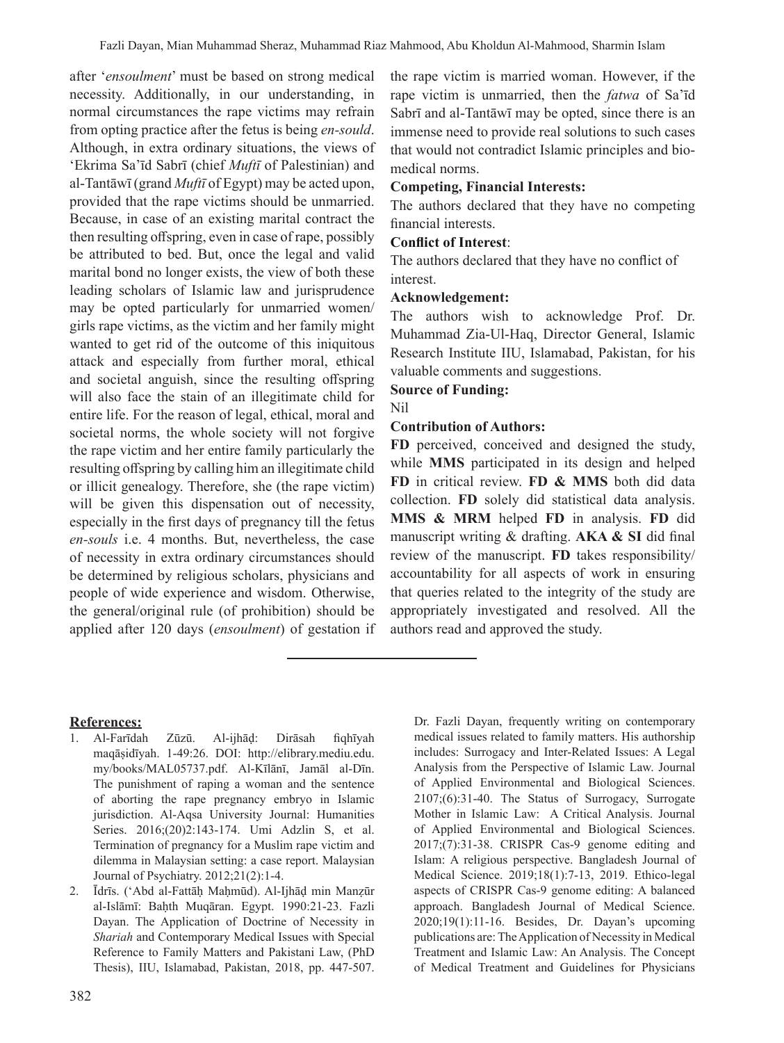after '*ensoulment*' must be based on strong medical necessity. Additionally, in our understanding, in normal circumstances the rape victims may refrain from opting practice after the fetus is being *en-sould*. Although, in extra ordinary situations, the views of 'Ekrima Sa'īd Sabrī (chief *Muftī* of Palestinian) and al-Tantāwī (grand *Muftī* of Egypt) may be acted upon, provided that the rape victims should be unmarried. Because, in case of an existing marital contract the then resulting offspring, even in case of rape, possibly be attributed to bed. But, once the legal and valid marital bond no longer exists, the view of both these leading scholars of Islamic law and jurisprudence may be opted particularly for unmarried women/girls rape victims, as the victim and her family might wanted to get rid of the outcome of this iniquitous attack and especially from further moral, ethical and societal anguish, since the resulting offspring will also face the stain of an illegitimate child for entire life. For the reason of legal, ethical, moral and societal norms, the whole society will not forgive the rape victim and her entire family particularly the resulting offspring by calling him an illegitimate child or illicit genealogy. Therefore, she (the rape victim) will be given this dispensation out of necessity, especially in the first days of pregnancy till the fetus *en-souls* i.e. 4 months. But, nevertheless, the case of necessity in extra ordinary circumstances should be determined by religious scholars, physicians and people of wide experience and wisdom. Otherwise, the general/original rule (of prohibition) should be applied after 120 days (*ensoulment*) of gestation if the rape victim is married woman. However, if the rape victim is unmarried, then the *fatwa* of Sa'īd Sabrī and al-Tantāwī may be opted, since there is an immense need to provide real solutions to such cases that would not contradict Islamic principles and bio-medical norms.

**Competing, Financial Interests:**

The authors declared that they have no competing financial interests.

**Conflict of Interest**:

The authors declared that they have no conflict of interest.

**Acknowledgement:**

The authors wish to acknowledge Prof. Dr. Muhammad Zia-Ul-Haq, Director General, Islamic Research Institute IIU, Islamabad, Pakistan, for his valuable comments and suggestions.

**Source of Funding:**

Nil

**Contribution of Authors:**

**FD** perceived, conceived and designed the study, while **MMS** participated in its design and helped **FD** in critical review. **FD & MMS** both did data collection. **FD** solely did statistical data analysis. **MMS & MRM** helped **FD** in analysis. **FD** did manuscript writing & drafting. **AKA & SI** did final review of the manuscript. **FD** takes responsibility/accountability for all aspects of work in ensuring that queries related to the integrity of the study are appropriately investigated and resolved. All the authors read and approved the study.

---

## References:

1. Al-Farīdah Zūzū. Al-ijhāḍ: Dirāsah fiqhīyah maqāṣidīyah. 1-49:26. DOI: http://elibrary.mediu.edu.my/books/MAL05737.pdf. Al-Kīlānī, Jamāl al-Dīn. The punishment of raping a woman and the sentence of aborting the rape pregnancy embryo in Islamic jurisdiction. Al-Aqsa University Journal: Humanities Series. 2016;(20)2:143-174. Umi Adzlin S, et al. Termination of pregnancy for a Muslim rape victim and dilemma in Malaysian setting: a case report. Malaysian Journal of Psychiatry. 2012;21(2):1-4.
2. Īdrīs. ('Abd al-Fattāḥ Maḥmūd). Al-Ijhāḍ min Manẓūr al-Islāmī: Baḥth Muqāran. Egypt. 1990:21-23. Fazli Dayan. The Application of Doctrine of Necessity in *Shariah* and Contemporary Medical Issues with Special Reference to Family Matters and Pakistani Law, (PhD Thesis), IIU, Islamabad, Pakistan, 2018, pp. 447-507. Dr. Fazli Dayan, frequently writing on contemporary medical issues related to family matters. His authorship includes: Surrogacy and Inter-Related Issues: A Legal Analysis from the Perspective of Islamic Law. Journal of Applied Environmental and Biological Sciences. 2107;(6):31-40. The Status of Surrogacy, Surrogate Mother in Islamic Law: A Critical Analysis. Journal of Applied Environmental and Biological Sciences. 2017;(7):31-38. CRISPR Cas-9 genome editing and Islam: A religious perspective. Bangladesh Journal of Medical Science. 2019;18(1):7-13, 2019. Ethico-legal aspects of CRISPR Cas-9 genome editing: A balanced approach. Bangladesh Journal of Medical Science. 2020;19(1):11-16. Besides, Dr. Dayan's upcoming publications are: The Application of Necessity in Medical Treatment and Islamic Law: An Analysis. The Concept of Medical Treatment and Guidelines for Physicians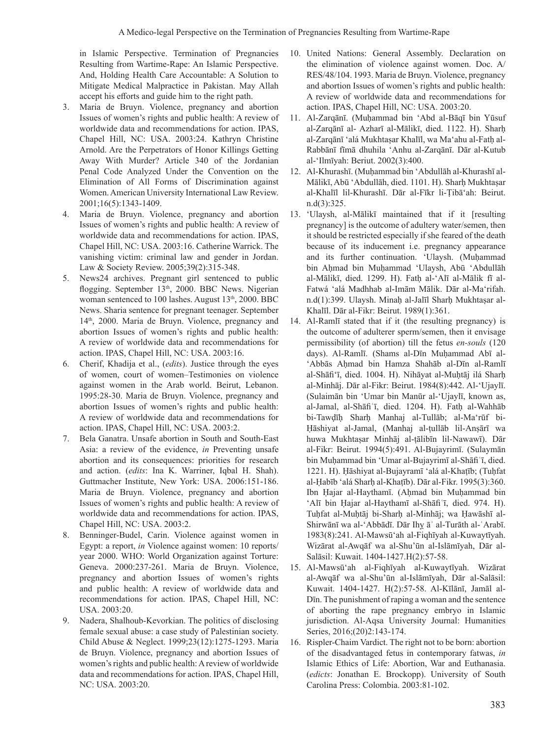in Islamic Perspective. Termination of Pregnancies Resulting from Wartime-Rape: An Islamic Perspective. And, Holding Health Care Accountable: A Solution to Mitigate Medical Malpractice in Pakistan. May Allah accept his efforts and guide him to the right path.

3. Maria de Bruyn. Violence, pregnancy and abortion Issues of women's rights and public health: A review of worldwide data and recommendations for action. IPAS, Chapel Hill, NC: USA. 2003:24. Kathryn Christine Arnold. Are the Perpetrators of Honor Killings Getting Away With Murder? Article 340 of the Jordanian Penal Code Analyzed Under the Convention on the Elimination of All Forms of Discrimination against Women. American University International Law Review. 2001;16(5):1343-1409.
4. Maria de Bruyn. Violence, pregnancy and abortion Issues of women's rights and public health: A review of worldwide data and recommendations for action. IPAS, Chapel Hill, NC: USA. 2003:16. Catherine Warrick. The vanishing victim: criminal law and gender in Jordan. Law & Society Review. 2005;39(2):315-348.
5. News24 archives. Pregnant girl sentenced to public flogging. September 13th, 2000. BBC News. Nigerian woman sentenced to 100 lashes. August 13th, 2000. BBC News. Sharia sentence for pregnant teenager. September 14th, 2000. Maria de Bruyn. Violence, pregnancy and abortion Issues of women's rights and public health: A review of worldwide data and recommendations for action. IPAS, Chapel Hill, NC: USA. 2003:16.
6. Cherif, Khadija et al., (*edits*). Justice through the eyes of women, court of women–Testimonies on violence against women in the Arab world. Beirut, Lebanon. 1995:28-30. Maria de Bruyn. Violence, pregnancy and abortion Issues of women's rights and public health: A review of worldwide data and recommendations for action. IPAS, Chapel Hill, NC: USA. 2003:2.
7. Bela Ganatra. Unsafe abortion in South and South-East Asia: a review of the evidence, *in* Preventing unsafe abortion and its consequences: priorities for research and action. (*edits*: Ina K. Warriner, Iqbal H. Shah). Guttmacher Institute, New York: USA. 2006:151-186. Maria de Bruyn. Violence, pregnancy and abortion Issues of women's rights and public health: A review of worldwide data and recommendations for action. IPAS, Chapel Hill, NC: USA. 2003:2.
8. Benninger-Budel, Carin. Violence against women in Egypt: a report, *in* Violence against women: 10 reports/ year 2000. WHO: World Organization against Torture: Geneva. 2000:237-261. Maria de Bruyn. Violence, pregnancy and abortion Issues of women's rights and public health: A review of worldwide data and recommendations for action. IPAS, Chapel Hill, NC: USA. 2003:20.
9. Nadera, Shalhoub-Kevorkian. The politics of disclosing female sexual abuse: a case study of Palestinian society. Child Abuse & Neglect. 1999;23(12):1275-1293. Maria de Bruyn. Violence, pregnancy and abortion Issues of women's rights and public health: A review of worldwide data and recommendations for action. IPAS, Chapel Hill, NC: USA. 2003:20.
10. United Nations: General Assembly. Declaration on the elimination of violence against women. Doc. A/ RES/48/104. 1993. Maria de Bruyn. Violence, pregnancy and abortion Issues of women's rights and public health: A review of worldwide data and recommendations for action. IPAS, Chapel Hill, NC: USA. 2003:20.
11. Al-Zarqānī. (Muḥammad bin 'Abd al-Bāqī bin Yūsuf al-Zarqānī al- Azharī al-Mālikī, died. 1122. H). Sharḥ al-Zarqānī 'alá Mukhtaṣar Khalīl, wa Ma'ahu al-Fatḥ al-Rabbānī fīmā dhuhila 'Anhu al-Zarqānī. Dār al-Kutub al-'Ilmīyah: Beriut. 2002(3):400.
12. Al-Khurashī. (Muḥammad bin 'Abdullāh al-Khurashī al-Mālikī, Abū 'Abdullāh, died. 1101. H). Sharḥ Mukhtaṣar al-Khalīl lil-Khurashī. Dār al-Fīkr li-Ṭibā'ah: Beirut. n.d(3):325.
13. 'Ulaysh, al-Mālikī maintained that if it [resulting pregnancy] is the outcome of adultery water/semen, then it should be restricted especially if she feared of the death because of its inducement i.e. pregnancy appearance and its further continuation. 'Ulaysh. (Muḥammad bin Aḥmad bin Muḥammad 'Ulaysh, Abū 'Abdullāh al-Mālikī, died. 1299. H). Fatḥ al-'Alī al-Mālik fī al-Fatwá 'alá Madhhab al-Imām Mālik. Dār al-Ma'rifah. n.d(1):399. Ulaysh. Minaḥ al-Jalīl Sharḥ Mukhtaṣar al-Khalīl. Dār al-Fikr: Beirut. 1989(1):361.
14. Al-Ramlī stated that if it (the resulting pregnancy) is the outcome of adulterer sperm/semen, then it envisage permissibility (of abortion) till the fetus *en-souls* (120 days). Al-Ramlī. (Shams al-Dīn Muḥammad Abī al-'Abbās Aḥmad bin Hamza Shahāb al-Dīn al-Ramlī al-Shāfi'ī, died. 1004. H). Nihāyat al-Muḥtāj ilá Sharḥ al-Minhāj. Dār al-Fikr: Beirut. 1984(8):442. Al-'Ujaylī. (Sulaimān bin 'Umar bin Manūr al-'Ujaylī, known as, al-Jamal, al-Shāfiʿī, died. 1204. H). Fatḥ al-Wahhāb bi-Tawḍīḥ Sharḥ Manhaj al-Tullāb; al-Ma'rūf bi-Ḥāshiyat al-Jamal, (Manhaj al-ṭullāb lil-Anṣārī wa huwa Mukhtaṣar Minhāj al-ṭālibīn lil-Nawawī). Dār al-Fikr: Beirut. 1994(5):491. Al-Bujayrimī. (Sulaymān bin Muḥammad bin 'Umar al-Bujayrimī al-Shāfiʿī, died. 1221. H). Ḥāshiyat al-Bujayramī 'alá al-Khaṭīb; (Tuḥfat al-Ḥabīb 'alá Sharḥ al-Khaṭīb). Dār al-Fikr. 1995(3):360. Ibn Ḥajar al-Haythamī. (Aḥmad bin Muḥammad bin 'Alī bin Ḥajar al-Haythamī al-Shāfiʿī, died. 974. H). Tuḥfat al-Muḥtāj bi-Sharḥ al-Minhāj; wa Ḥawāshī al-Shirwānī wa al-'Abbādī. Dār Ihy ā ʾ al-Turāth al-ʿArabī. 1983(8):241. Al-Mawsū'ah al-Fiqhīyah al-Kuwaytīyah. Wizārat al-Awqāf wa al-Shu'ūn al-Islāmīyah, Dār al-Salāsil: Kuwait. 1404-1427.H(2):57-58.
15. Al-Mawsū'ah al-Fiqhīyah al-Kuwaytīyah. Wizārat al-Awqāf wa al-Shu'ūn al-Islāmīyah, Dār al-Salāsil: Kuwait. 1404-1427. H(2):57-58. Al-Kīlānī, Jamāl al-Dīn. The punishment of raping a woman and the sentence of aborting the rape pregnancy embryo in Islamic jurisdiction. Al-Aqsa University Journal: Humanities Series, 2016;(20)2:143-174.
16. Rispler-Chaim Vardict. The right not to be born: abortion of the disadvantaged fetus in contemporary fatwas, *in* Islamic Ethics of Life: Abortion, War and Euthanasia. (*edicts*: Jonathan E. Brockopp). University of South Carolina Press: Colombia. 2003:81-102.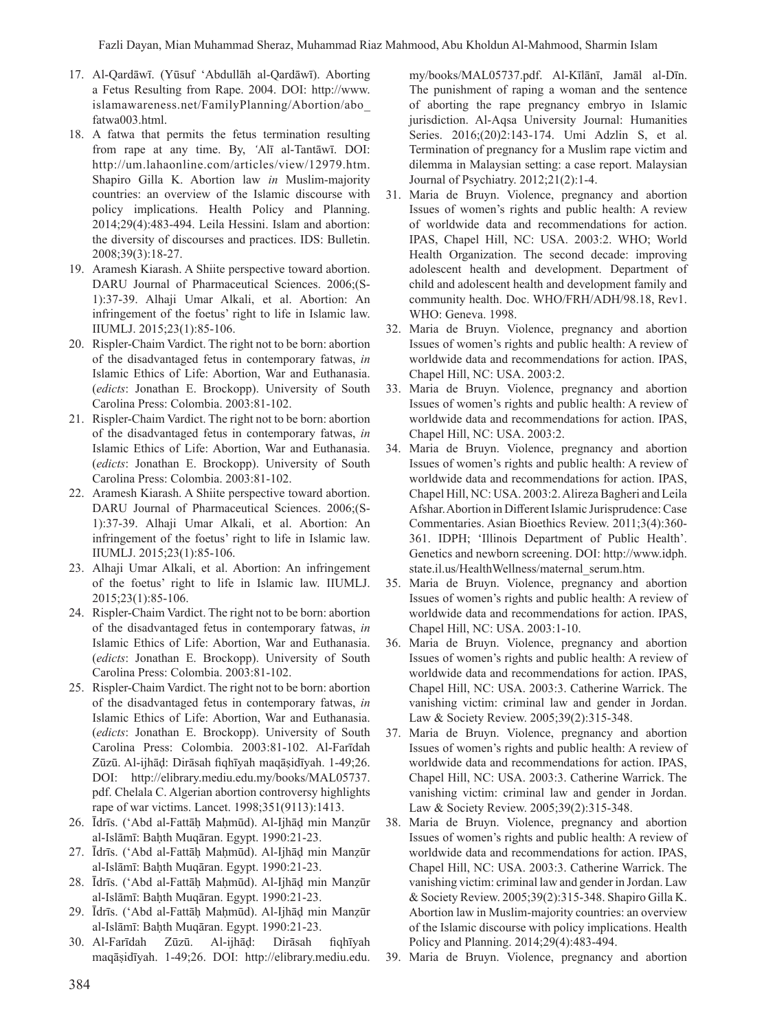17. Al-Qardāwī. (Yūsuf ʻAbdullāh al-Qardāwī). Aborting a Fetus Resulting from Rape. 2004. DOI: http://www.islamawareness.net/FamilyPlanning/Abortion/abo_fatwa003.html.
18. A fatwa that permits the fetus termination resulting from rape at any time. By, ʻAlī al-Tantāwī. DOI: http://um.lahaonline.com/articles/view/12979.htm. Shapiro Gilla K. Abortion law *in* Muslim-majority countries: an overview of the Islamic discourse with policy implications. Health Policy and Planning. 2014;29(4):483-494. Leila Hessini. Islam and abortion: the diversity of discourses and practices. IDS: Bulletin. 2008;39(3):18-27.
19. Aramesh Kiarash. A Shiite perspective toward abortion. DARU Journal of Pharmaceutical Sciences. 2006;(S-1):37-39. Alhaji Umar Alkali, et al. Abortion: An infringement of the foetus' right to life in Islamic law. IIUMLJ. 2015;23(1):85-106.
20. Rispler-Chaim Vardict. The right not to be born: abortion of the disadvantaged fetus in contemporary fatwas, *in* Islamic Ethics of Life: Abortion, War and Euthanasia. (*edicts*: Jonathan E. Brockopp). University of South Carolina Press: Colombia. 2003:81-102.
21. Rispler-Chaim Vardict. The right not to be born: abortion of the disadvantaged fetus in contemporary fatwas, *in* Islamic Ethics of Life: Abortion, War and Euthanasia. (*edicts*: Jonathan E. Brockopp). University of South Carolina Press: Colombia. 2003:81-102.
22. Aramesh Kiarash. A Shiite perspective toward abortion. DARU Journal of Pharmaceutical Sciences. 2006;(S-1):37-39. Alhaji Umar Alkali, et al. Abortion: An infringement of the foetus' right to life in Islamic law. IIUMLJ. 2015;23(1):85-106.
23. Alhaji Umar Alkali, et al. Abortion: An infringement of the foetus' right to life in Islamic law. IIUMLJ. 2015;23(1):85-106.
24. Rispler-Chaim Vardict. The right not to be born: abortion of the disadvantaged fetus in contemporary fatwas, *in* Islamic Ethics of Life: Abortion, War and Euthanasia. (*edicts*: Jonathan E. Brockopp). University of South Carolina Press: Colombia. 2003:81-102.
25. Rispler-Chaim Vardict. The right not to be born: abortion of the disadvantaged fetus in contemporary fatwas, *in* Islamic Ethics of Life: Abortion, War and Euthanasia. (*edicts*: Jonathan E. Brockopp). University of South Carolina Press: Colombia. 2003:81-102. Al-Farīdah Zūzū. Al-ijhāḍ: Dirāsah fiqhīyah maqāṣidīyah. 1-49;26. DOI: http://elibrary.mediu.edu.my/books/MAL05737.pdf. Chelala C. Algerian abortion controversy highlights rape of war victims. Lancet. 1998;351(9113):1413.
26. Īdrīs. (ʻAbd al-Fattāḥ Maḥmūd). Al-Ijhāḍ min Manẓūr al-Islāmī: Baḥth Muqāran. Egypt. 1990:21-23.
27. Īdrīs. (ʻAbd al-Fattāḥ Maḥmūd). Al-Ijhāḍ min Manẓūr al-Islāmī: Baḥth Muqāran. Egypt. 1990:21-23.
28. Īdrīs. (ʻAbd al-Fattāḥ Maḥmūd). Al-Ijhāḍ min Manẓūr al-Islāmī: Baḥth Muqāran. Egypt. 1990:21-23.
29. Īdrīs. (ʻAbd al-Fattāḥ Maḥmūd). Al-Ijhāḍ min Manẓūr al-Islāmī: Baḥth Muqāran. Egypt. 1990:21-23.
30. Al-Farīdah Zūzū. Al-ijhāḍ: Dirāsah fiqhīyah maqāṣidīyah. 1-49;26. DOI: http://elibrary.mediu.edu.my/books/MAL05737.pdf. Al-Kīlānī, Jamāl al-Dīn. The punishment of raping a woman and the sentence of aborting the rape pregnancy embryo in Islamic jurisdiction. Al-Aqsa University Journal: Humanities Series. 2016;(20)2:143-174. Umi Adzlin S, et al. Termination of pregnancy for a Muslim rape victim and dilemma in Malaysian setting: a case report. Malaysian Journal of Psychiatry. 2012;21(2):1-4.
31. Maria de Bruyn. Violence, pregnancy and abortion Issues of women's rights and public health: A review of worldwide data and recommendations for action. IPAS, Chapel Hill, NC: USA. 2003:2. WHO; World Health Organization. The second decade: improving adolescent health and development. Department of child and adolescent health and development family and community health. Doc. WHO/FRH/ADH/98.18, Rev1. WHO: Geneva. 1998.
32. Maria de Bruyn. Violence, pregnancy and abortion Issues of women's rights and public health: A review of worldwide data and recommendations for action. IPAS, Chapel Hill, NC: USA. 2003:2.
33. Maria de Bruyn. Violence, pregnancy and abortion Issues of women's rights and public health: A review of worldwide data and recommendations for action. IPAS, Chapel Hill, NC: USA. 2003:2.
34. Maria de Bruyn. Violence, pregnancy and abortion Issues of women's rights and public health: A review of worldwide data and recommendations for action. IPAS, Chapel Hill, NC: USA. 2003:2. Alireza Bagheri and Leila Afshar. Abortion in Different Islamic Jurisprudence: Case Commentaries. Asian Bioethics Review. 2011;3(4):360-361. IDPH; 'Illinois Department of Public Health'. Genetics and newborn screening. DOI: http://www.idph.state.il.us/HealthWellness/maternal_serum.htm.
35. Maria de Bruyn. Violence, pregnancy and abortion Issues of women's rights and public health: A review of worldwide data and recommendations for action. IPAS, Chapel Hill, NC: USA. 2003:1-10.
36. Maria de Bruyn. Violence, pregnancy and abortion Issues of women's rights and public health: A review of worldwide data and recommendations for action. IPAS, Chapel Hill, NC: USA. 2003:3. Catherine Warrick. The vanishing victim: criminal law and gender in Jordan. Law & Society Review. 2005;39(2):315-348.
37. Maria de Bruyn. Violence, pregnancy and abortion Issues of women's rights and public health: A review of worldwide data and recommendations for action. IPAS, Chapel Hill, NC: USA. 2003:3. Catherine Warrick. The vanishing victim: criminal law and gender in Jordan. Law & Society Review. 2005;39(2):315-348.
38. Maria de Bruyn. Violence, pregnancy and abortion Issues of women's rights and public health: A review of worldwide data and recommendations for action. IPAS, Chapel Hill, NC: USA. 2003:3. Catherine Warrick. The vanishing victim: criminal law and gender in Jordan. Law & Society Review. 2005;39(2):315-348. Shapiro Gilla K. Abortion law in Muslim-majority countries: an overview of the Islamic discourse with policy implications. Health Policy and Planning. 2014;29(4):483-494.
39. Maria de Bruyn. Violence, pregnancy and abortion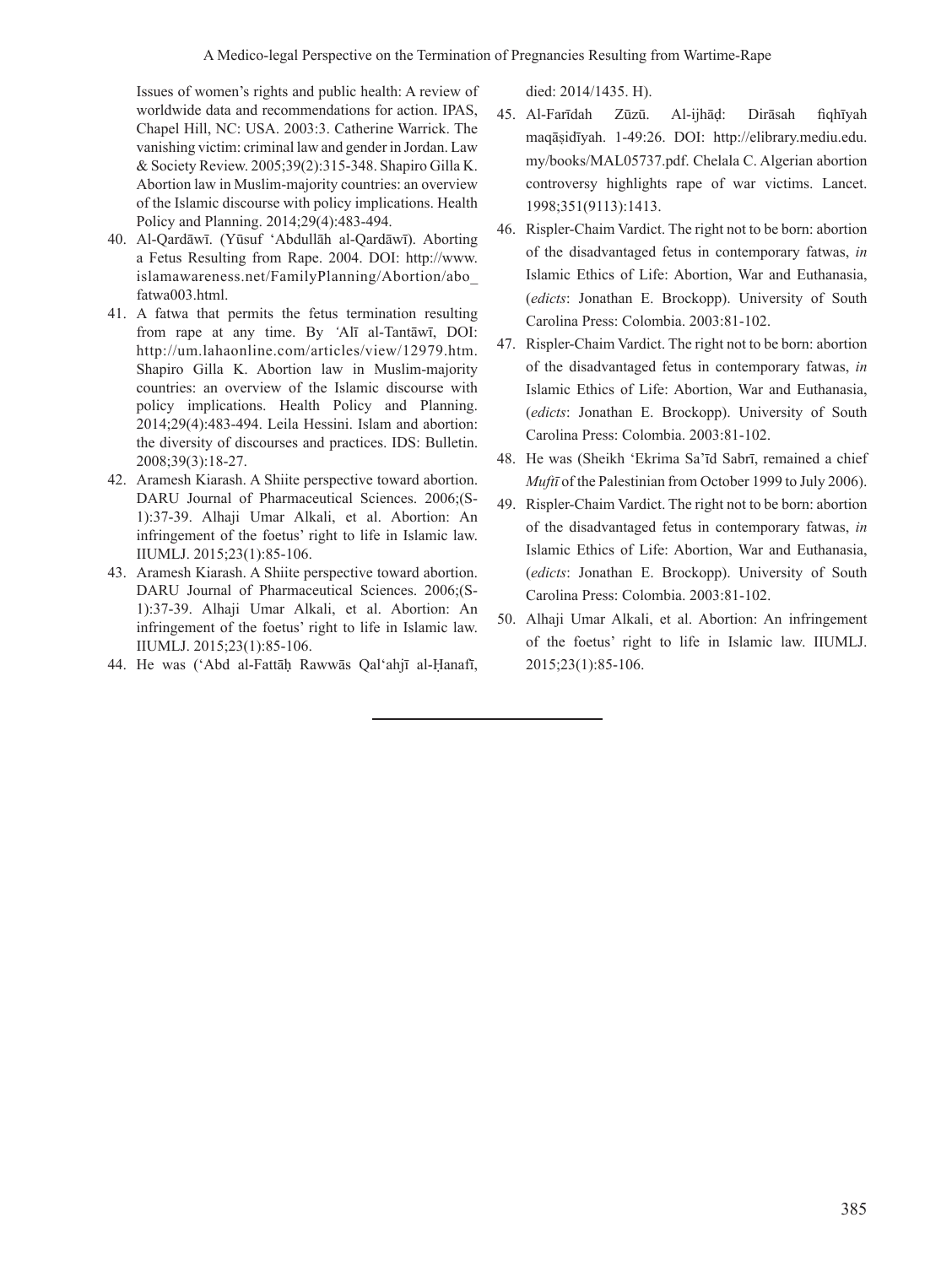Issues of women's rights and public health: A review of worldwide data and recommendations for action. IPAS, Chapel Hill, NC: USA. 2003:3. Catherine Warrick. The vanishing victim: criminal law and gender in Jordan. Law & Society Review. 2005;39(2):315-348. Shapiro Gilla K. Abortion law in Muslim-majority countries: an overview of the Islamic discourse with policy implications. Health Policy and Planning. 2014;29(4):483-494.

40. Al-Qardāwī. (Yūsuf 'Abdullāh al-Qardāwī). Aborting a Fetus Resulting from Rape. 2004. DOI: http://www.islamawareness.net/FamilyPlanning/Abortion/abo_fatwa003.html.
41. A fatwa that permits the fetus termination resulting from rape at any time. By 'Alī al-Tantāwī, DOI: http://um.lahaonline.com/articles/view/12979.htm. Shapiro Gilla K. Abortion law in Muslim-majority countries: an overview of the Islamic discourse with policy implications. Health Policy and Planning. 2014;29(4):483-494. Leila Hessini. Islam and abortion: the diversity of discourses and practices. IDS: Bulletin. 2008;39(3):18-27.
42. Aramesh Kiarash. A Shiite perspective toward abortion. DARU Journal of Pharmaceutical Sciences. 2006;(S-1):37-39. Alhaji Umar Alkali, et al. Abortion: An infringement of the foetus' right to life in Islamic law. IIUMLJ. 2015;23(1):85-106.
43. Aramesh Kiarash. A Shiite perspective toward abortion. DARU Journal of Pharmaceutical Sciences. 2006;(S-1):37-39. Alhaji Umar Alkali, et al. Abortion: An infringement of the foetus' right to life in Islamic law. IIUMLJ. 2015;23(1):85-106.
44. He was ('Abd al-Fattāḥ Rawwās Qal'ahjī al-Ḥanafī, died: 2014/1435. H).
45. Al-Farīdah Zūzū. Al-ijhāḍ: Dirāsah fiqhīyah maqāṣidīyah. 1-49:26. DOI: http://elibrary.mediu.edu.my/books/MAL05737.pdf. Chelala C. Algerian abortion controversy highlights rape of war victims. Lancet. 1998;351(9113):1413.
46. Rispler-Chaim Vardict. The right not to be born: abortion of the disadvantaged fetus in contemporary fatwas, *in* Islamic Ethics of Life: Abortion, War and Euthanasia, (*edicts*: Jonathan E. Brockopp). University of South Carolina Press: Colombia. 2003:81-102.
47. Rispler-Chaim Vardict. The right not to be born: abortion of the disadvantaged fetus in contemporary fatwas, *in* Islamic Ethics of Life: Abortion, War and Euthanasia, (*edicts*: Jonathan E. Brockopp). University of South Carolina Press: Colombia. 2003:81-102.
48. He was (Sheikh 'Ekrima Sa'īd Sabrī, remained a chief *Muftī* of the Palestinian from October 1999 to July 2006).
49. Rispler-Chaim Vardict. The right not to be born: abortion of the disadvantaged fetus in contemporary fatwas, *in* Islamic Ethics of Life: Abortion, War and Euthanasia, (*edicts*: Jonathan E. Brockopp). University of South Carolina Press: Colombia. 2003:81-102.
50. Alhaji Umar Alkali, et al. Abortion: An infringement of the foetus' right to life in Islamic law. IIUMLJ. 2015;23(1):85-106.